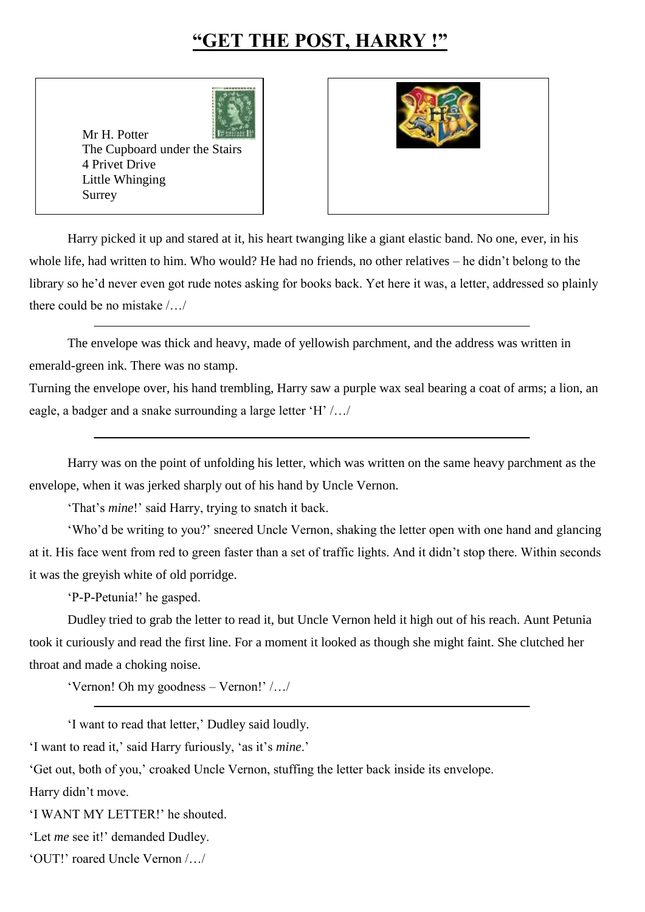# "GET THE POST, HARRY !"

Mr H. Potter
The Cupboard under the Stairs
4 Privet Drive
Little Whinging
Surrey

Harry picked it up and stared at it, his heart twanging like a giant elastic band. No one, ever, in his whole life, had written to him. Who would? He had no friends, no other relatives – he didn't belong to the library so he'd never even got rude notes asking for books back. Yet here it was, a letter, addressed so plainly there could be no mistake /…/

---

The envelope was thick and heavy, made of yellowish parchment, and the address was written in emerald-green ink. There was no stamp.

Turning the envelope over, his hand trembling, Harry saw a purple wax seal bearing a coat of arms; a lion, an eagle, a badger and a snake surrounding a large letter 'H' /…/

---

Harry was on the point of unfolding his letter, which was written on the same heavy parchment as the envelope, when it was jerked sharply out of his hand by Uncle Vernon.

'That's *mine*!' said Harry, trying to snatch it back.

'Who'd be writing to you?' sneered Uncle Vernon, shaking the letter open with one hand and glancing at it. His face went from red to green faster than a set of traffic lights. And it didn't stop there. Within seconds it was the greyish white of old porridge.

'P-P-Petunia!' he gasped.

Dudley tried to grab the letter to read it, but Uncle Vernon held it high out of his reach. Aunt Petunia took it curiously and read the first line. For a moment it looked as though she might faint. She clutched her throat and made a choking noise.

'Vernon! Oh my goodness – Vernon!' /…/

---

'I want to read that letter,' Dudley said loudly.

'I want to read it,' said Harry furiously, 'as it's *mine*.'

'Get out, both of you,' croaked Uncle Vernon, stuffing the letter back inside its envelope.

Harry didn't move.

'I WANT MY LETTER!' he shouted.

'Let *me* see it!' demanded Dudley.

'OUT!' roared Uncle Vernon /…/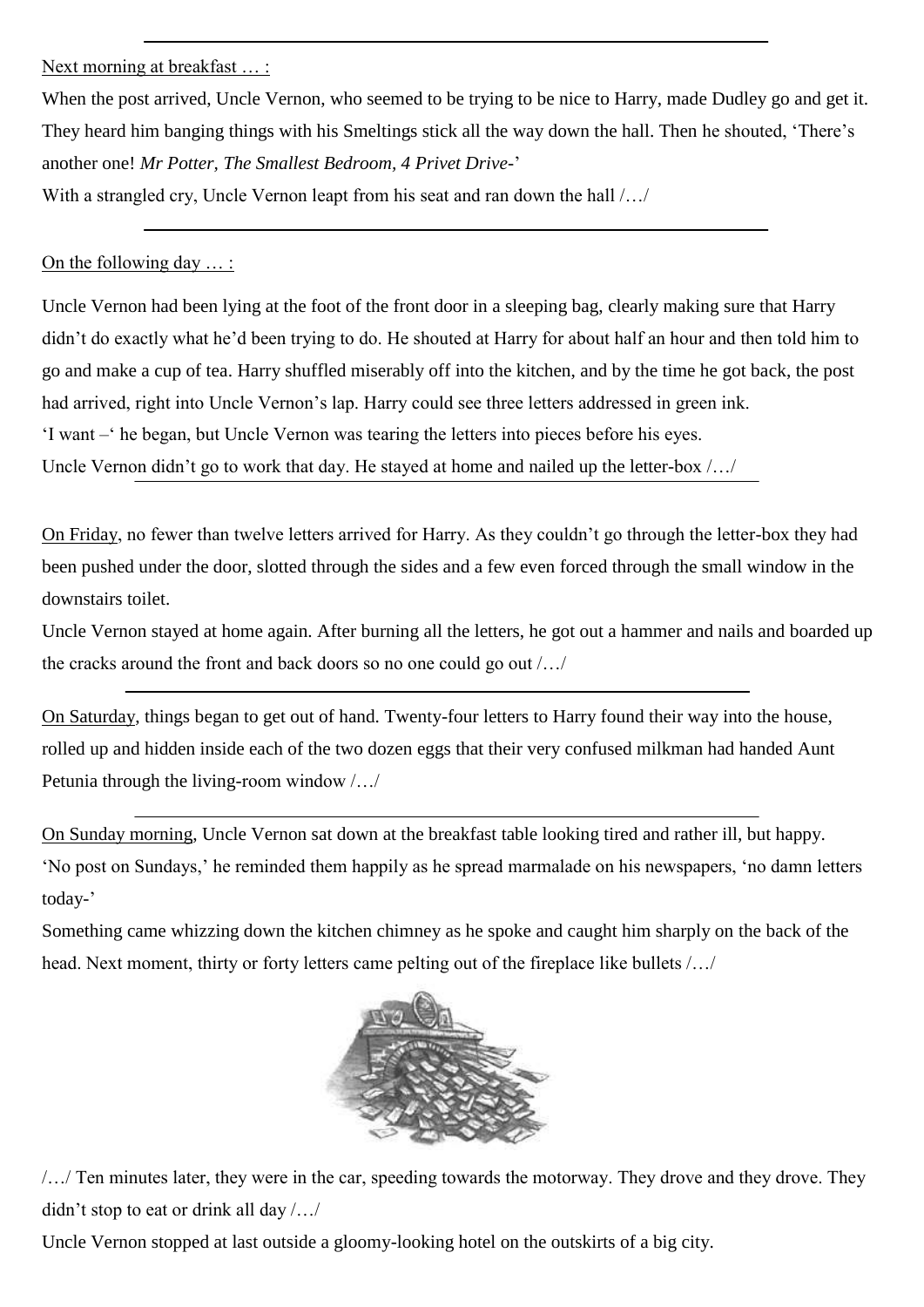---

Next morning at breakfast … :

When the post arrived, Uncle Vernon, who seemed to be trying to be nice to Harry, made Dudley go and get it. They heard him banging things with his Smeltings stick all the way down the hall. Then he shouted, 'There's another one! *Mr Potter, The Smallest Bedroom, 4 Privet Drive-*'

With a strangled cry, Uncle Vernon leapt from his seat and ran down the hall /…/

---

On the following day … :

Uncle Vernon had been lying at the foot of the front door in a sleeping bag, clearly making sure that Harry didn't do exactly what he'd been trying to do. He shouted at Harry for about half an hour and then told him to go and make a cup of tea. Harry shuffled miserably off into the kitchen, and by the time he got back, the post had arrived, right into Uncle Vernon's lap. Harry could see three letters addressed in green ink.

'I want –' he began, but Uncle Vernon was tearing the letters into pieces before his eyes.

Uncle Vernon didn't go to work that day. He stayed at home and nailed up the letter-box /…/

---

On Friday, no fewer than twelve letters arrived for Harry. As they couldn't go through the letter-box they had been pushed under the door, slotted through the sides and a few even forced through the small window in the downstairs toilet.

Uncle Vernon stayed at home again. After burning all the letters, he got out a hammer and nails and boarded up the cracks around the front and back doors so no one could go out /…/

---

On Saturday, things began to get out of hand. Twenty-four letters to Harry found their way into the house, rolled up and hidden inside each of the two dozen eggs that their very confused milkman had handed Aunt Petunia through the living-room window /…/

---

On Sunday morning, Uncle Vernon sat down at the breakfast table looking tired and rather ill, but happy. 'No post on Sundays,' he reminded them happily as he spread marmalade on his newspapers, 'no damn letters today-'

Something came whizzing down the kitchen chimney as he spoke and caught him sharply on the back of the head. Next moment, thirty or forty letters came pelting out of the fireplace like bullets /…/

/…/ Ten minutes later, they were in the car, speeding towards the motorway. They drove and they drove. They didn't stop to eat or drink all day /…/

Uncle Vernon stopped at last outside a gloomy-looking hotel on the outskirts of a big city.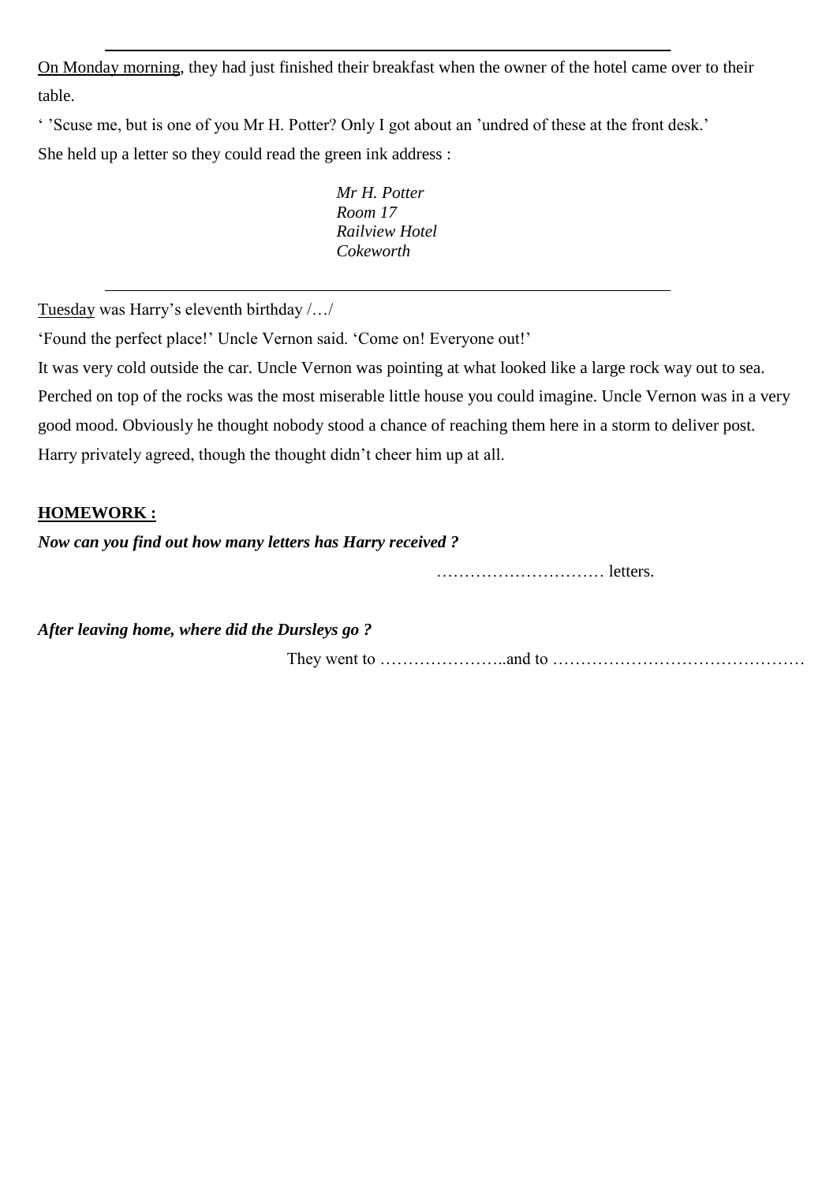---

<u>On Monday morning</u>, they had just finished their breakfast when the owner of the hotel came over to their table.

' 'Scuse me, but is one of you Mr H. Potter? Only I got about an 'undred of these at the front desk.'

She held up a letter so they could read the green ink address :

*Mr H. Potter*
*Room 17*
*Railview Hotel*
*Cokeworth*

---

<u>Tuesday</u> was Harry's eleventh birthday /…/

'Found the perfect place!' Uncle Vernon said. 'Come on! Everyone out!'

It was very cold outside the car. Uncle Vernon was pointing at what looked like a large rock way out to sea. Perched on top of the rocks was the most miserable little house you could imagine. Uncle Vernon was in a very good mood. Obviously he thought nobody stood a chance of reaching them here in a storm to deliver post. Harry privately agreed, though the thought didn't cheer him up at all.

**<u>HOMEWORK :</u>**

***Now can you find out how many letters has Harry received ?***

………………………… letters.

***After leaving home, where did the Dursleys go ?***

They went to …………………..and to ………………………………………